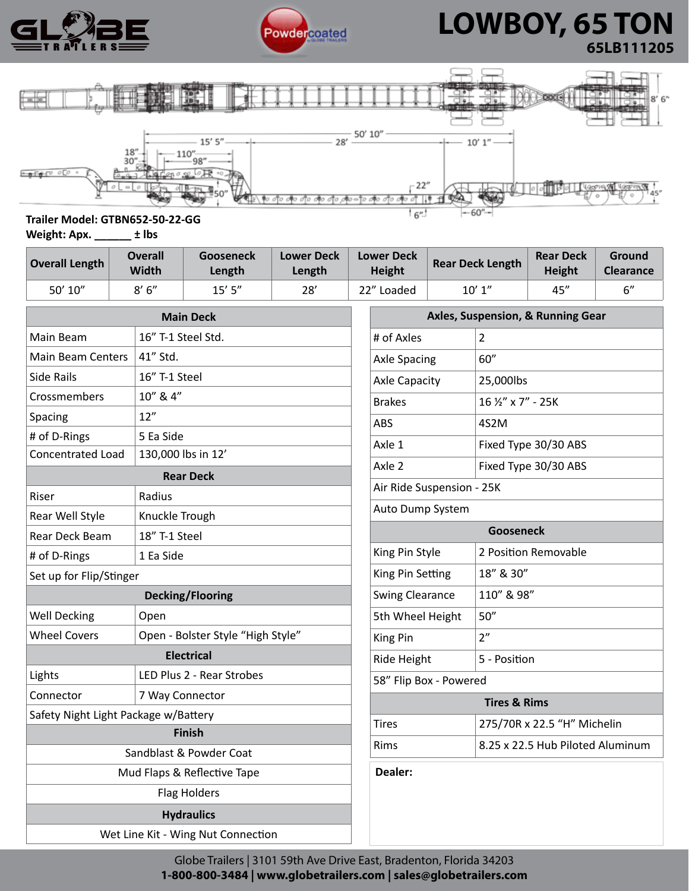# LOWBOY, 65 TON

**65LB111205**

**Trailer Model: GTBN652-50-22-GG**

**Weight: Apx. ______ ± lbs**

| Overall Length | Overall Width | Gooseneck Length | Lower Deck Length | Lower Deck Height | Rear Deck Length | Rear Deck Height | Ground Clearance |
|---|---|---|---|---|---|---|---|
| 50' 10" | 8' 6" | 15' 5" | 28' | 22" Loaded | 10' 1" | 45" | 6" |

| Main Deck | |
|---|---|
| Main Beam | 16" T-1 Steel Std. |
| Main Beam Centers | 41" Std. |
| Side Rails | 16" T-1 Steel |
| Crossmembers | 10" & 4" |
| Spacing | 12" |
| # of D-Rings | 5 Ea Side |
| Concentrated Load | 130,000 lbs in 12' |
| **Rear Deck** | |
| Riser | Radius |
| Rear Well Style | Knuckle Trough |
| Rear Deck Beam | 18" T-1 Steel |
| # of D-Rings | 1 Ea Side |
| Set up for Flip/Stinger | |
| **Decking/Flooring** | |
| Well Decking | Open |
| Wheel Covers | Open - Bolster Style "High Style" |
| **Electrical** | |
| Lights | LED Plus 2 - Rear Strobes |
| Connector | 7 Way Connector |
| Safety Night Light Package w/Battery | |
| **Finish** | |
| Sandblast & Powder Coat | |
| Mud Flaps & Reflective Tape | |
| Flag Holders | |
| **Hydraulics** | |
| Wet Line Kit - Wing Nut Connection | |

| Axles, Suspension, & Running Gear | |
|---|---|
| # of Axles | 2 |
| Axle Spacing | 60" |
| Axle Capacity | 25,000lbs |
| Brakes | 16 ½" x 7" - 25K |
| ABS | 4S2M |
| Axle 1 | Fixed Type 30/30 ABS |
| Axle 2 | Fixed Type 30/30 ABS |
| Air Ride Suspension - 25K | |
| Auto Dump System | |
| **Gooseneck** | |
| King Pin Style | 2 Position Removable |
| King Pin Setting | 18" & 30" |
| Swing Clearance | 110" & 98" |
| 5th Wheel Height | 50" |
| King Pin | 2" |
| Ride Height | 5 - Position |
| 58" Flip Box - Powered | |
| **Tires & Rims** | |
| Tires | 275/70R x 22.5 "H" Michelin |
| Rims | 8.25 x 22.5 Hub Piloted Aluminum |

**Dealer:**

Globe Trailers | 3101 59th Ave Drive East, Bradenton, Florida 34203

**1-800-800-3484 | www.globetrailers.com | sales@globetrailers.com**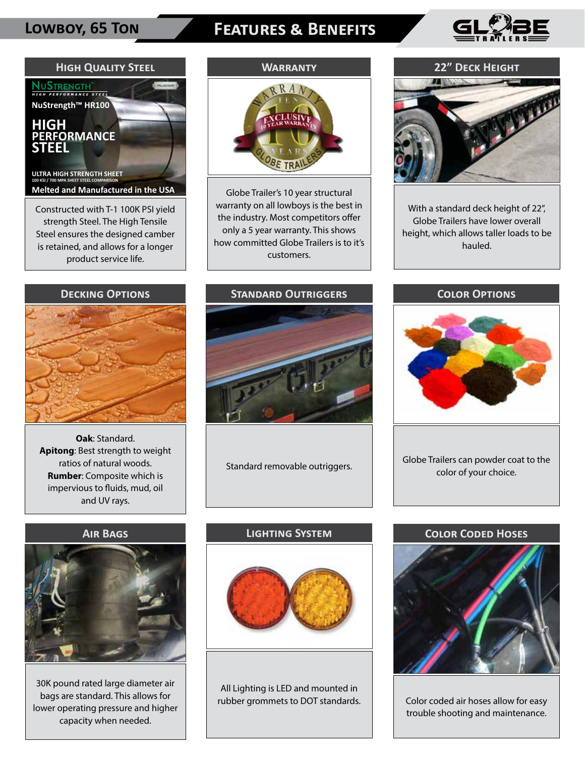# Lowboy, 65 Ton

## Features & Benefits

### High Quality Steel

NuStrength™ HR100

HIGH PERFORMANCE STEEL

ULTRA HIGH STRENGTH SHEET

100 KSI / 700 MPA SHEET STEEL COMPARISON

Melted and Manufactured in the USA

Constructed with T-1 100K PSI yield strength Steel. The High Tensile Steel ensures the designed camber is retained, and allows for a longer product service life.

### Warranty

Globe Trailer's 10 year structural warranty on all lowboys is the best in the industry. Most competitors offer only a 5 year warranty. This shows how committed Globe Trailers is to it's customers.

### 22" Deck Height

With a standard deck height of 22", Globe Trailers have lower overall height, which allows taller loads to be hauled.

### Decking Options

**Oak**: Standard.
**Apitong**: Best strength to weight ratios of natural woods.
**Rumber**: Composite which is impervious to fluids, mud, oil and UV rays.

### Standard Outriggers

Standard removable outriggers.

### Color Options

Globe Trailers can powder coat to the color of your choice.

### Air Bags

30K pound rated large diameter air bags are standard. This allows for lower operating pressure and higher capacity when needed.

### Lighting System

All Lighting is LED and mounted in rubber grommets to DOT standards.

### Color Coded Hoses

Color coded air hoses allow for easy trouble shooting and maintenance.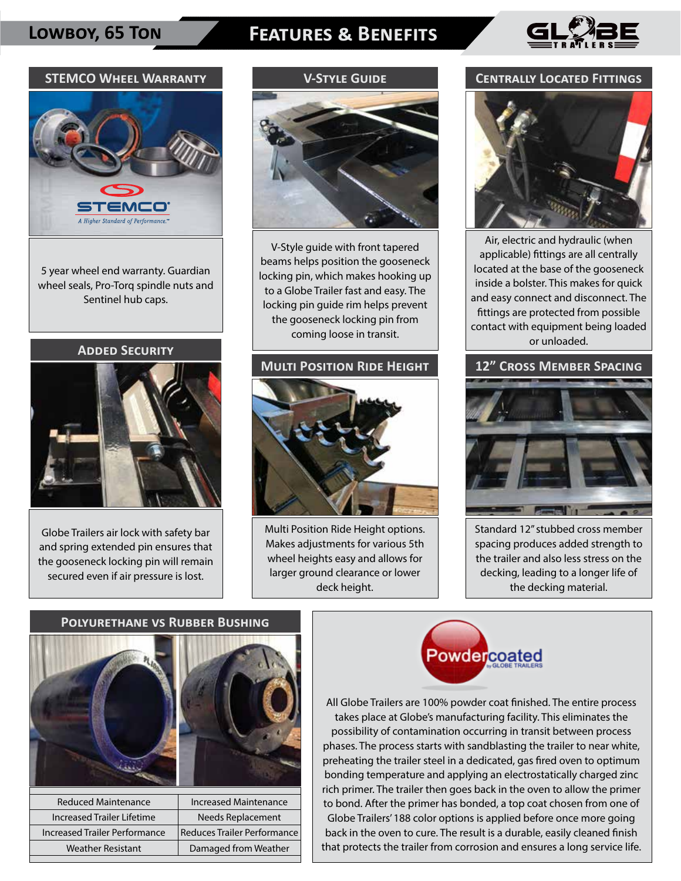# Features & Benefits

## Stemco Wheel Warranty

5 year wheel end warranty. Guardian wheel seals, Pro-Torq spindle nuts and Sentinel hub caps.

## V-Style Guide

V-Style guide with front tapered beams helps position the gooseneck locking pin, which makes hooking up to a Globe Trailer fast and easy. The locking pin guide rim helps prevent the gooseneck locking pin from coming loose in transit.

## Centrally Located Fittings

Air, electric and hydraulic (when applicable) fittings are all centrally located at the base of the gooseneck inside a bolster. This makes for quick and easy connect and disconnect. The fittings are protected from possible contact with equipment being loaded or unloaded.

## Added Security

Globe Trailers air lock with safety bar and spring extended pin ensures that the gooseneck locking pin will remain secured even if air pressure is lost.

## Multi Position Ride Height

Multi Position Ride Height options. Makes adjustments for various 5th wheel heights easy and allows for larger ground clearance or lower deck height.

## 12" Cross Member Spacing

Standard 12" stubbed cross member spacing produces added strength to the trailer and also less stress on the decking, leading to a longer life of the decking material.

## Polyurethane vs Rubber Bushing

| | |
|---|---|
| Reduced Maintenance | Increased Maintenance |
| Increased Trailer Lifetime | Needs Replacement |
| Increased Trailer Performance | Reduces Trailer Performance |
| Weather Resistant | Damaged from Weather |

## Powdercoated by Globe Trailers

All Globe Trailers are 100% powder coat finished. The entire process takes place at Globe's manufacturing facility. This eliminates the possibility of contamination occurring in transit between process phases. The process starts with sandblasting the trailer to near white, preheating the trailer steel in a dedicated, gas fired oven to optimum bonding temperature and applying an electrostatically charged zinc rich primer. The trailer then goes back in the oven to allow the primer to bond. After the primer has bonded, a top coat chosen from one of Globe Trailers' 188 color options is applied before once more going back in the oven to cure. The result is a durable, easily cleaned finish that protects the trailer from corrosion and ensures a long service life.